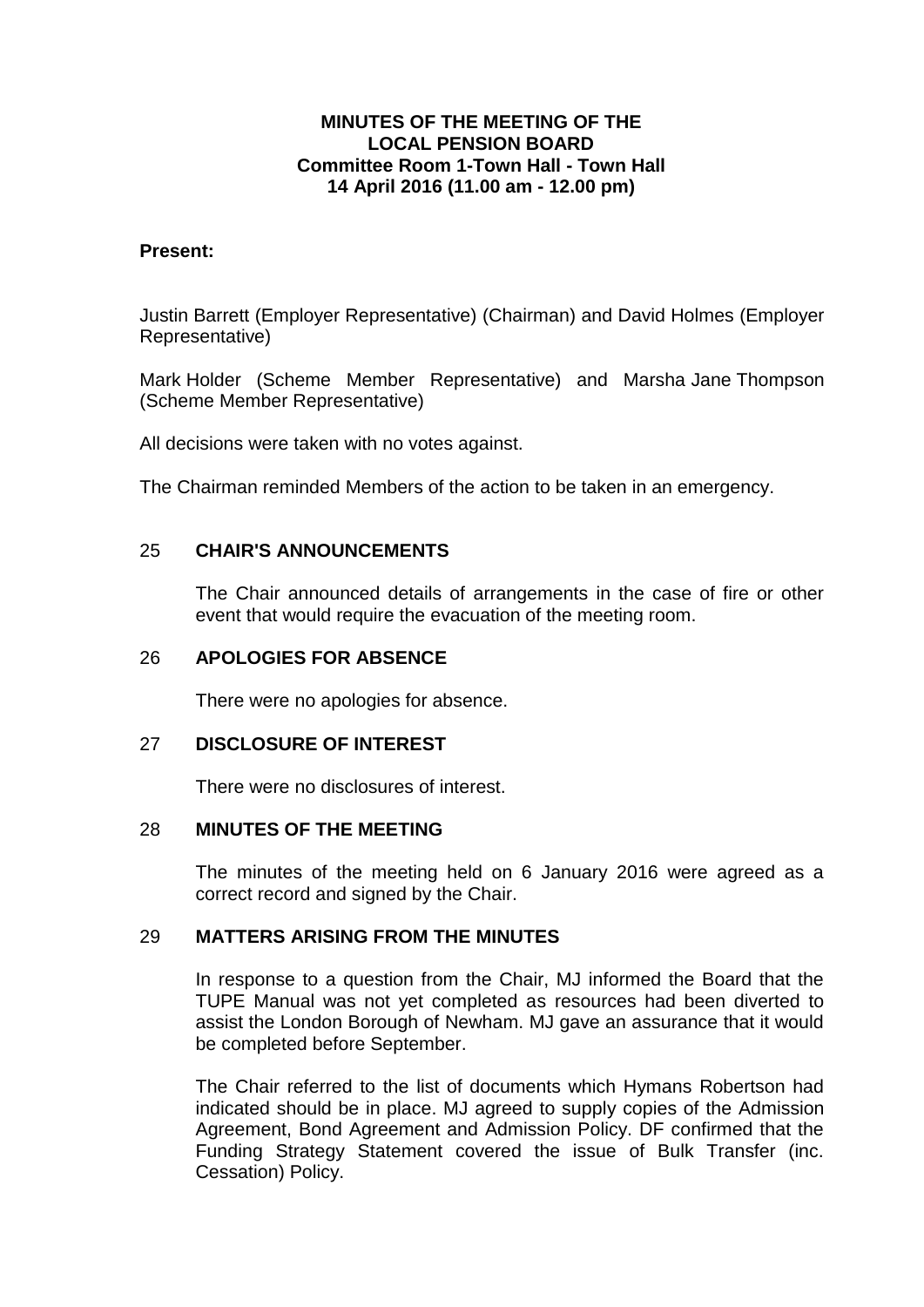**MINUTES OF THE MEETING OF THE**
**LOCAL PENSION BOARD**
**Committee Room 1-Town Hall - Town Hall**
**14 April 2016 (11.00 am - 12.00 pm)**

**Present:**

Justin Barrett (Employer Representative) (Chairman) and David Holmes (Employer Representative)

Mark Holder (Scheme Member Representative) and Marsha Jane Thompson (Scheme Member Representative)

All decisions were taken with no votes against.

The Chairman reminded Members of the action to be taken in an emergency.

## 25 CHAIR'S ANNOUNCEMENTS

The Chair announced details of arrangements in the case of fire or other event that would require the evacuation of the meeting room.

## 26 APOLOGIES FOR ABSENCE

There were no apologies for absence.

## 27 DISCLOSURE OF INTEREST

There were no disclosures of interest.

## 28 MINUTES OF THE MEETING

The minutes of the meeting held on 6 January 2016 were agreed as a correct record and signed by the Chair.

## 29 MATTERS ARISING FROM THE MINUTES

In response to a question from the Chair, MJ informed the Board that the TUPE Manual was not yet completed as resources had been diverted to assist the London Borough of Newham. MJ gave an assurance that it would be completed before September.

The Chair referred to the list of documents which Hymans Robertson had indicated should be in place. MJ agreed to supply copies of the Admission Agreement, Bond Agreement and Admission Policy. DF confirmed that the Funding Strategy Statement covered the issue of Bulk Transfer (inc. Cessation) Policy.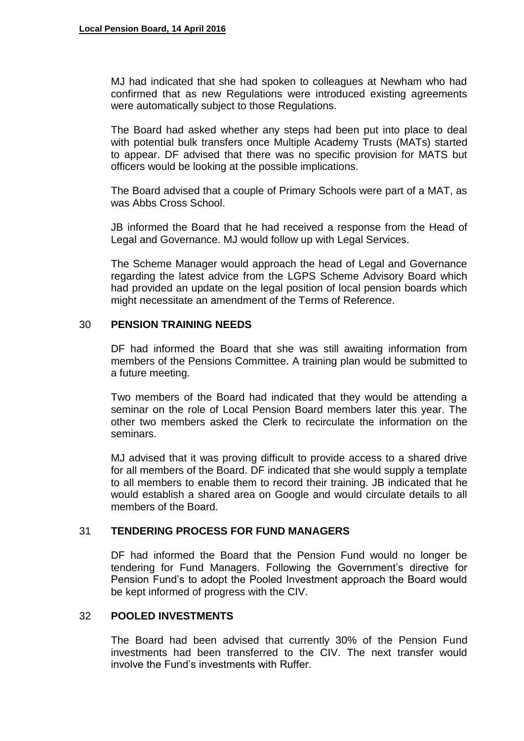MJ had indicated that she had spoken to colleagues at Newham who had confirmed that as new Regulations were introduced existing agreements were automatically subject to those Regulations.

The Board had asked whether any steps had been put into place to deal with potential bulk transfers once Multiple Academy Trusts (MATs) started to appear. DF advised that there was no specific provision for MATS but officers would be looking at the possible implications.

The Board advised that a couple of Primary Schools were part of a MAT, as was Abbs Cross School.

JB informed the Board that he had received a response from the Head of Legal and Governance. MJ would follow up with Legal Services.

The Scheme Manager would approach the head of Legal and Governance regarding the latest advice from the LGPS Scheme Advisory Board which had provided an update on the legal position of local pension boards which might necessitate an amendment of the Terms of Reference.

## 30 PENSION TRAINING NEEDS

DF had informed the Board that she was still awaiting information from members of the Pensions Committee. A training plan would be submitted to a future meeting.

Two members of the Board had indicated that they would be attending a seminar on the role of Local Pension Board members later this year. The other two members asked the Clerk to recirculate the information on the seminars.

MJ advised that it was proving difficult to provide access to a shared drive for all members of the Board. DF indicated that she would supply a template to all members to enable them to record their training. JB indicated that he would establish a shared area on Google and would circulate details to all members of the Board.

## 31 TENDERING PROCESS FOR FUND MANAGERS

DF had informed the Board that the Pension Fund would no longer be tendering for Fund Managers. Following the Government's directive for Pension Fund's to adopt the Pooled Investment approach the Board would be kept informed of progress with the CIV.

## 32 POOLED INVESTMENTS

The Board had been advised that currently 30% of the Pension Fund investments had been transferred to the CIV. The next transfer would involve the Fund's investments with Ruffer.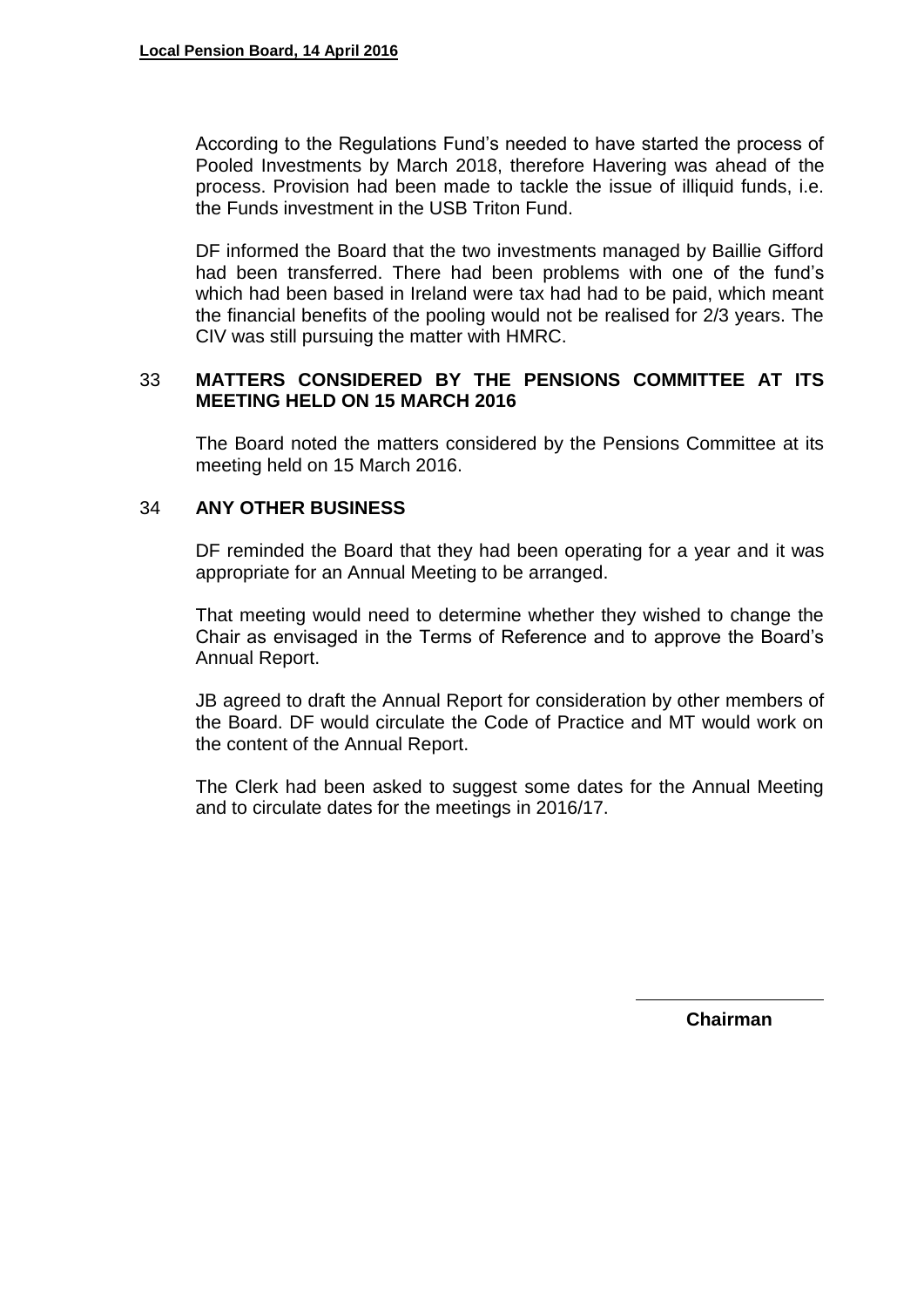According to the Regulations Fund's needed to have started the process of Pooled Investments by March 2018, therefore Havering was ahead of the process. Provision had been made to tackle the issue of illiquid funds, i.e. the Funds investment in the USB Triton Fund.

DF informed the Board that the two investments managed by Baillie Gifford had been transferred. There had been problems with one of the fund's which had been based in Ireland were tax had had to be paid, which meant the financial benefits of the pooling would not be realised for 2/3 years. The CIV was still pursuing the matter with HMRC.

## 33 MATTERS CONSIDERED BY THE PENSIONS COMMITTEE AT ITS MEETING HELD ON 15 MARCH 2016

The Board noted the matters considered by the Pensions Committee at its meeting held on 15 March 2016.

## 34 ANY OTHER BUSINESS

DF reminded the Board that they had been operating for a year and it was appropriate for an Annual Meeting to be arranged.

That meeting would need to determine whether they wished to change the Chair as envisaged in the Terms of Reference and to approve the Board's Annual Report.

JB agreed to draft the Annual Report for consideration by other members of the Board. DF would circulate the Code of Practice and MT would work on the content of the Annual Report.

The Clerk had been asked to suggest some dates for the Annual Meeting and to circulate dates for the meetings in 2016/17.

**Chairman**